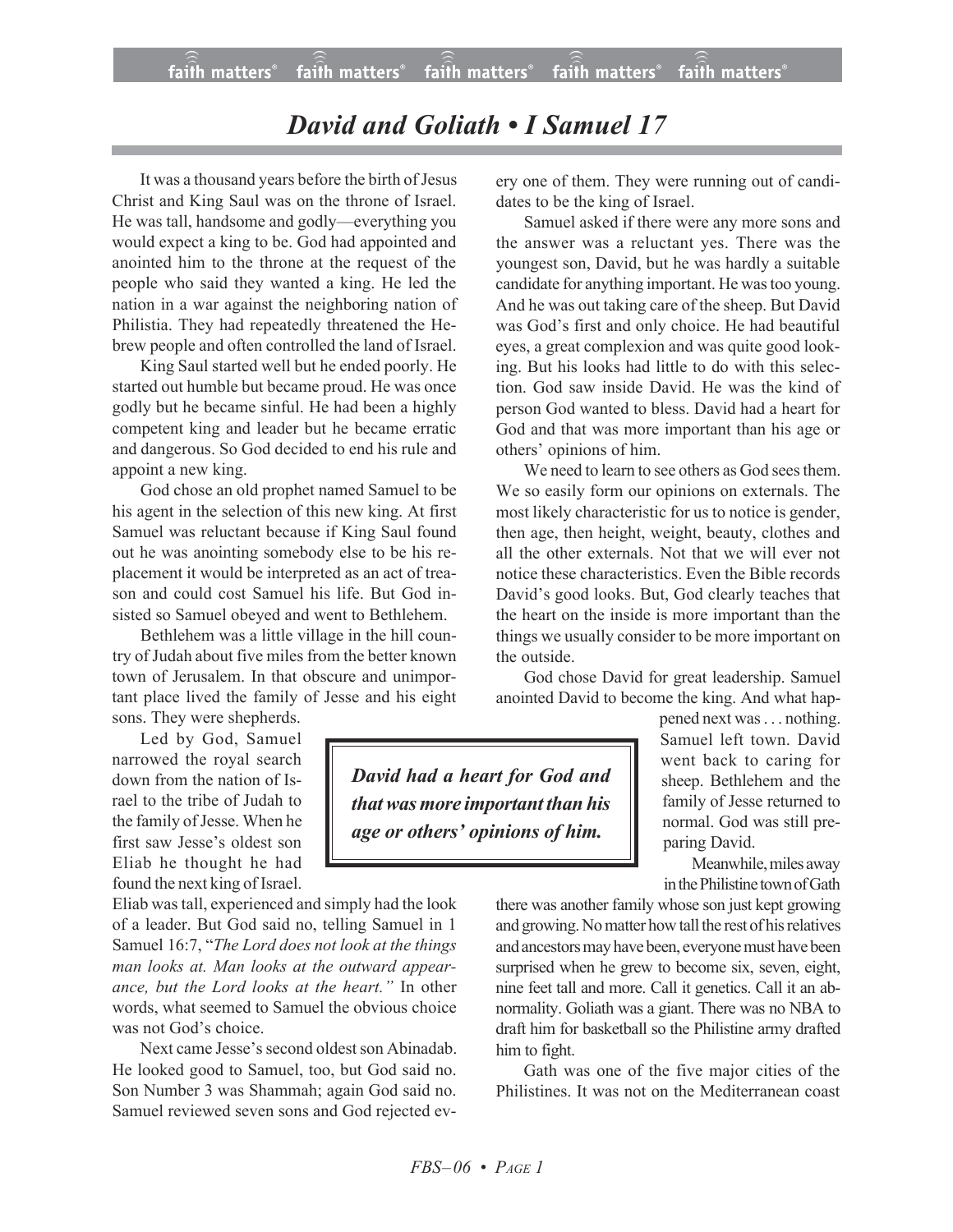# David and Goliath • I Samuel 17

It was a thousand years before the birth of Jesus Christ and King Saul was on the throne of Israel. He was tall, handsome and godly—everything you would expect a king to be. God had appointed and anointed him to the throne at the request of the people who said they wanted a king. He led the nation in a war against the neighboring nation of Philistia. They had repeatedly threatened the Hebrew people and often controlled the land of Israel.

King Saul started well but he ended poorly. He started out humble but became proud. He was once godly but he became sinful. He had been a highly competent king and leader but he became erratic and dangerous. So God decided to end his rule and appoint a new king.

God chose an old prophet named Samuel to be his agent in the selection of this new king. At first Samuel was reluctant because if King Saul found out he was anointing somebody else to be his replacement it would be interpreted as an act of treason and could cost Samuel his life. But God insisted so Samuel obeyed and went to Bethlehem.

Bethlehem was a little village in the hill country of Judah about five miles from the better known town of Jerusalem. In that obscure and unimportant place lived the family of Jesse and his eight sons. They were shepherds.

Led by God, Samuel narrowed the royal search down from the nation of Israel to the tribe of Judah to the family of Jesse. When he first saw Jesse's oldest son Eliab he thought he had found the next king of Israel. Eliab was tall, experienced and simply had the look of a leader. But God said no, telling Samuel in 1 Samuel 16:7, "*The Lord does not look at the things man looks at. Man looks at the outward appearance, but the Lord looks at the heart.*" In other words, what seemed to Samuel the obvious choice was not God's choice.

Next came Jesse's second oldest son Abinadab. He looked good to Samuel, too, but God said no. Son Number 3 was Shammah; again God said no. Samuel reviewed seven sons and God rejected every one of them. They were running out of candidates to be the king of Israel.

Samuel asked if there were any more sons and the answer was a reluctant yes. There was the youngest son, David, but he was hardly a suitable candidate for anything important. He was too young. And he was out taking care of the sheep. But David was God's first and only choice. He had beautiful eyes, a great complexion and was quite good looking. But his looks had little to do with this selection. God saw inside David. He was the kind of person God wanted to bless. David had a heart for God and that was more important than his age or others' opinions of him.

We need to learn to see others as God sees them. We so easily form our opinions on externals. The most likely characteristic for us to notice is gender, then age, then height, weight, beauty, clothes and all the other externals. Not that we will ever not notice these characteristics. Even the Bible records David's good looks. But, God clearly teaches that the heart on the inside is more important than the things we usually consider to be more important on the outside.

God chose David for great leadership. Samuel anointed David to become the king. And what happened next was . . . nothing. Samuel left town. David went back to caring for sheep. Bethlehem and the family of Jesse returned to normal. God was still preparing David.

> ***David had a heart for God and that was more important than his age or others' opinions of him.***

Meanwhile, miles away in the Philistine town of Gath there was another family whose son just kept growing and growing. No matter how tall the rest of his relatives and ancestors may have been, everyone must have been surprised when he grew to become six, seven, eight, nine feet tall and more. Call it genetics. Call it an abnormality. Goliath was a giant. There was no NBA to draft him for basketball so the Philistine army drafted him to fight.

Gath was one of the five major cities of the Philistines. It was not on the Mediterranean coast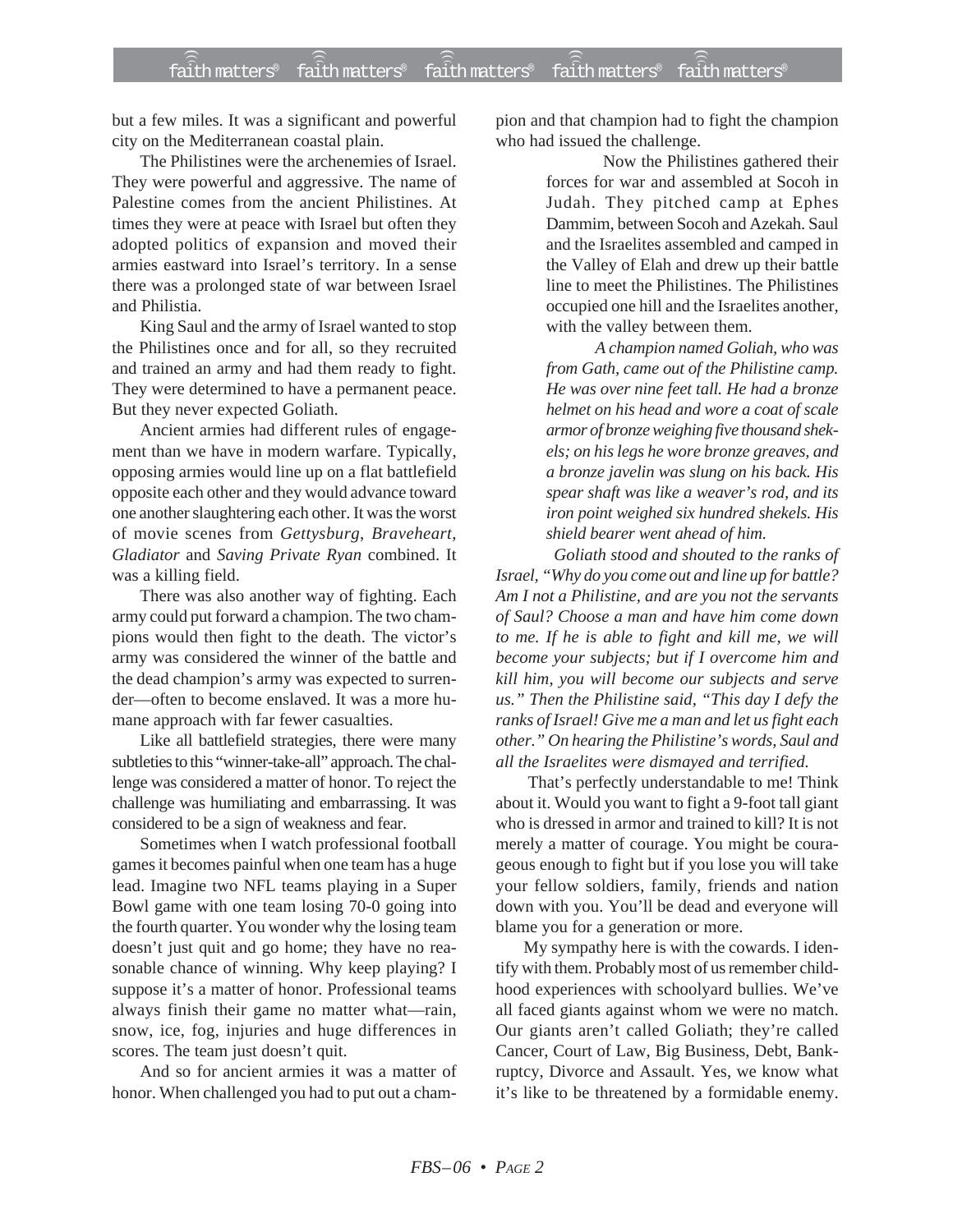but a few miles. It was a significant and powerful city on the Mediterranean coastal plain.

The Philistines were the archenemies of Israel. They were powerful and aggressive. The name of Palestine comes from the ancient Philistines. At times they were at peace with Israel but often they adopted politics of expansion and moved their armies eastward into Israel's territory. In a sense there was a prolonged state of war between Israel and Philistia.

King Saul and the army of Israel wanted to stop the Philistines once and for all, so they recruited and trained an army and had them ready to fight. They were determined to have a permanent peace. But they never expected Goliath.

Ancient armies had different rules of engagement than we have in modern warfare. Typically, opposing armies would line up on a flat battlefield opposite each other and they would advance toward one another slaughtering each other. It was the worst of movie scenes from *Gettysburg*, *Braveheart*, *Gladiator* and *Saving Private Ryan* combined. It was a killing field.

There was also another way of fighting. Each army could put forward a champion. The two champions would then fight to the death. The victor's army was considered the winner of the battle and the dead champion's army was expected to surrender—often to become enslaved. It was a more humane approach with far fewer casualties.

Like all battlefield strategies, there were many subtleties to this "winner-take-all" approach. The challenge was considered a matter of honor. To reject the challenge was humiliating and embarrassing. It was considered to be a sign of weakness and fear.

Sometimes when I watch professional football games it becomes painful when one team has a huge lead. Imagine two NFL teams playing in a Super Bowl game with one team losing 70-0 going into the fourth quarter. You wonder why the losing team doesn't just quit and go home; they have no reasonable chance of winning. Why keep playing? I suppose it's a matter of honor. Professional teams always finish their game no matter what—rain, snow, ice, fog, injuries and huge differences in scores. The team just doesn't quit.

And so for ancient armies it was a matter of honor. When challenged you had to put out a champion and that champion had to fight the champion who had issued the challenge.

> Now the Philistines gathered their forces for war and assembled at Socoh in Judah. They pitched camp at Ephes Dammim, between Socoh and Azekah. Saul and the Israelites assembled and camped in the Valley of Elah and drew up their battle line to meet the Philistines. The Philistines occupied one hill and the Israelites another, with the valley between them.
>
> *A champion named Goliah, who was from Gath, came out of the Philistine camp. He was over nine feet tall. He had a bronze helmet on his head and wore a coat of scale armor of bronze weighing five thousand shekels; on his legs he wore bronze greaves, and a bronze javelin was slung on his back. His spear shaft was like a weaver's rod, and its iron point weighed six hundred shekels. His shield bearer went ahead of him.*

*Goliath stood and shouted to the ranks of Israel, "Why do you come out and line up for battle? Am I not a Philistine, and are you not the servants of Saul? Choose a man and have him come down to me. If he is able to fight and kill me, we will become your subjects; but if I overcome him and kill him, you will become our subjects and serve us." Then the Philistine said, "This day I defy the ranks of Israel! Give me a man and let us fight each other." On hearing the Philistine's words, Saul and all the Israelites were dismayed and terrified.*

That's perfectly understandable to me! Think about it. Would you want to fight a 9-foot tall giant who is dressed in armor and trained to kill? It is not merely a matter of courage. You might be courageous enough to fight but if you lose you will take your fellow soldiers, family, friends and nation down with you. You'll be dead and everyone will blame you for a generation or more.

My sympathy here is with the cowards. I identify with them. Probably most of us remember childhood experiences with schoolyard bullies. We've all faced giants against whom we were no match. Our giants aren't called Goliath; they're called Cancer, Court of Law, Big Business, Debt, Bankruptcy, Divorce and Assault. Yes, we know what it's like to be threatened by a formidable enemy.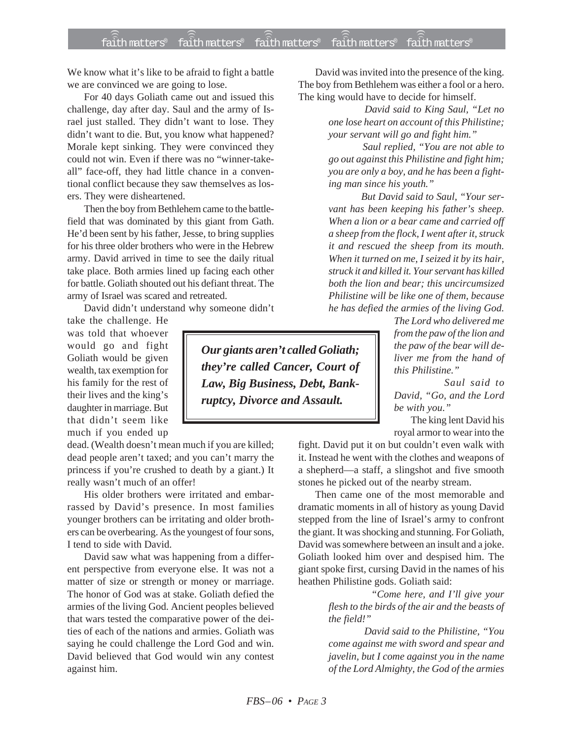We know what it's like to be afraid to fight a battle we are convinced we are going to lose.

For 40 days Goliath came out and issued this challenge, day after day. Saul and the army of Israel just stalled. They didn't want to lose. They didn't want to die. But, you know what happened? Morale kept sinking. They were convinced they could not win. Even if there was no "winner-take-all" face-off, they had little chance in a conventional conflict because they saw themselves as losers. They were disheartened.

Then the boy from Bethlehem came to the battlefield that was dominated by this giant from Gath. He'd been sent by his father, Jesse, to bring supplies for his three older brothers who were in the Hebrew army. David arrived in time to see the daily ritual take place. Both armies lined up facing each other for battle. Goliath shouted out his defiant threat. The army of Israel was scared and retreated.

David didn't understand why someone didn't take the challenge. He was told that whoever would go and fight Goliath would be given wealth, tax exemption for his family for the rest of their lives and the king's daughter in marriage. But that didn't seem like much if you ended up dead. (Wealth doesn't mean much if you are killed; dead people aren't taxed; and you can't marry the princess if you're crushed to death by a giant.) It really wasn't much of an offer!

> ***Our giants aren't called Goliath; they're called Cancer, Court of Law, Big Business, Debt, Bankruptcy, Divorce and Assault.***

His older brothers were irritated and embarrassed by David's presence. In most families younger brothers can be irritating and older brothers can be overbearing. As the youngest of four sons, I tend to side with David.

David saw what was happening from a different perspective from everyone else. It was not a matter of size or strength or money or marriage. The honor of God was at stake. Goliath defied the armies of the living God. Ancient peoples believed that wars tested the comparative power of the deities of each of the nations and armies. Goliath was saying he could challenge the Lord God and win. David believed that God would win any contest against him.

David was invited into the presence of the king. The boy from Bethlehem was either a fool or a hero. The king would have to decide for himself.

> *David said to King Saul, "Let no one lose heart on account of this Philistine; your servant will go and fight him."*
>
> *Saul replied, "You are not able to go out against this Philistine and fight him; you are only a boy, and he has been a fighting man since his youth."*
>
> *But David said to Saul, "Your servant has been keeping his father's sheep. When a lion or a bear came and carried off a sheep from the flock, I went after it, struck it and rescued the sheep from its mouth. When it turned on me, I seized it by its hair, struck it and killed it. Your servant has killed both the lion and bear; this uncircumsized Philistine will be like one of them, because he has defied the armies of the living God. The Lord who delivered me from the paw of the lion and the paw of the bear will deliver me from the hand of this Philistine."*
>
> *Saul said to David, "Go, and the Lord be with you."*

The king lent David his royal armor to wear into the fight. David put it on but couldn't even walk with it. Instead he went with the clothes and weapons of a shepherd—a staff, a slingshot and five smooth stones he picked out of the nearby stream.

Then came one of the most memorable and dramatic moments in all of history as young David stepped from the line of Israel's army to confront the giant. It was shocking and stunning. For Goliath, David was somewhere between an insult and a joke. Goliath looked him over and despised him. The giant spoke first, cursing David in the names of his heathen Philistine gods. Goliath said:

> *"Come here, and I'll give your flesh to the birds of the air and the beasts of the field!"*
>
> *David said to the Philistine, "You come against me with sword and spear and javelin, but I come against you in the name of the Lord Almighty, the God of the armies*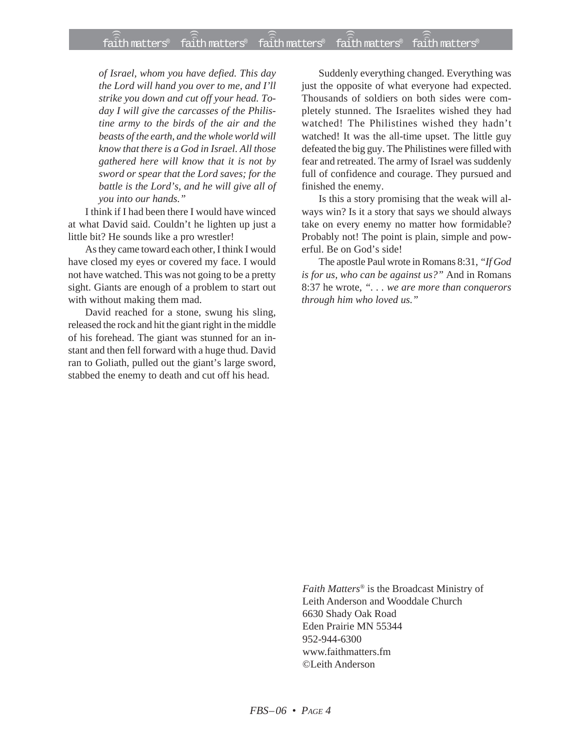*of Israel, whom you have defied. This day the Lord will hand you over to me, and I'll strike you down and cut off your head. Today I will give the carcasses of the Philistine army to the birds of the air and the beasts of the earth, and the whole world will know that there is a God in Israel. All those gathered here will know that it is not by sword or spear that the Lord saves; for the battle is the Lord's, and he will give all of you into our hands."*

I think if I had been there I would have winced at what David said. Couldn't he lighten up just a little bit? He sounds like a pro wrestler!

As they came toward each other, I think I would have closed my eyes or covered my face. I would not have watched. This was not going to be a pretty sight. Giants are enough of a problem to start out with without making them mad.

David reached for a stone, swung his sling, released the rock and hit the giant right in the middle of his forehead. The giant was stunned for an instant and then fell forward with a huge thud. David ran to Goliath, pulled out the giant's large sword, stabbed the enemy to death and cut off his head.

Suddenly everything changed. Everything was just the opposite of what everyone had expected. Thousands of soldiers on both sides were completely stunned. The Israelites wished they had watched! The Philistines wished they hadn't watched! It was the all-time upset. The little guy defeated the big guy. The Philistines were filled with fear and retreated. The army of Israel was suddenly full of confidence and courage. They pursued and finished the enemy.

Is this a story promising that the weak will always win? Is it a story that says we should always take on every enemy no matter how formidable? Probably not! The point is plain, simple and powerful. Be on God's side!

The apostle Paul wrote in Romans 8:31, *"If God is for us, who can be against us?"* And in Romans 8:37 he wrote, *". . . we are more than conquerors through him who loved us."*

*Faith Matters*® is the Broadcast Ministry of
Leith Anderson and Wooddale Church
6630 Shady Oak Road
Eden Prairie MN 55344
952-944-6300
www.faithmatters.fm
©Leith Anderson